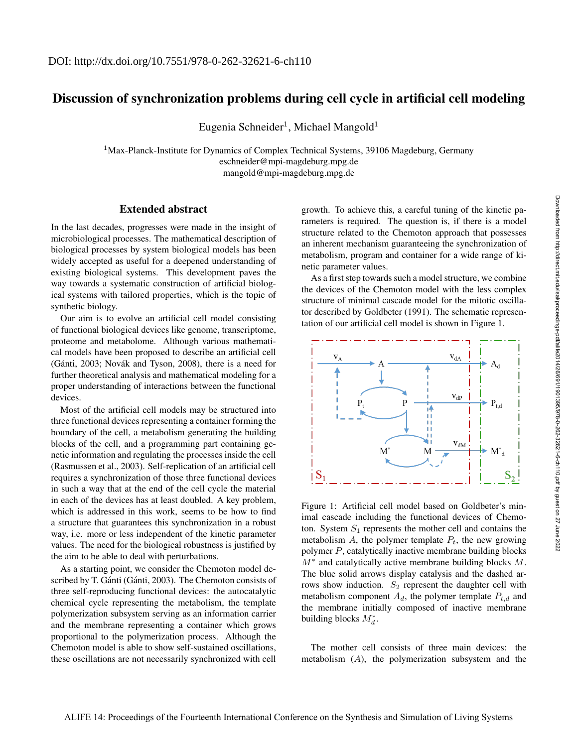DOI: http://dx.doi.org/10.7551/978-0-262-32621-6-ch110

# Discussion of synchronization problems during cell cycle in artificial cell modeling

Eugenia Schneider[1], Michael Mangold[1]

[1]Max-Planck-Institute for Dynamics of Complex Technical Systems, 39106 Magdeburg, Germany
eschneider@mpi-magdeburg.mpg.de
mangold@mpi-magdeburg.mpg.de

## Extended abstract

In the last decades, progresses were made in the insight of microbiological processes. The mathematical description of biological processes by system biological models has been widely accepted as useful for a deepened understanding of existing biological systems. This development paves the way towards a systematic construction of artificial biological systems with tailored properties, which is the topic of synthetic biology.

Our aim is to evolve an artificial cell model consisting of functional biological devices like genome, transcriptome, proteome and metabolome. Although various mathematical models have been proposed to describe an artificial cell (Gánti, 2003; Novák and Tyson, 2008), there is a need for further theoretical analysis and mathematical modeling for a proper understanding of interactions between the functional devices.

Most of the artificial cell models may be structured into three functional devices representing a container forming the boundary of the cell, a metabolism generating the building blocks of the cell, and a programming part containing genetic information and regulating the processes inside the cell (Rasmussen et al., 2003). Self-replication of an artificial cell requires a synchronization of those three functional devices in such a way that at the end of the cell cycle the material in each of the devices has at least doubled. A key problem, which is addressed in this work, seems to be how to find a structure that guarantees this synchronization in a robust way, i.e. more or less independent of the kinetic parameter values. The need for the biological robustness is justified by the aim to be able to deal with perturbations.

As a starting point, we consider the Chemoton model described by T. Gánti (Gánti, 2003). The Chemoton consists of three self-reproducing functional devices: the autocatalytic chemical cycle representing the metabolism, the template polymerization subsystem serving as an information carrier and the membrane representing a container which grows proportional to the polymerization process. Although the Chemoton model is able to show self-sustained oscillations, these oscillations are not necessarily synchronized with cell growth. To achieve this, a careful tuning of the kinetic parameters is required. The question is, if there is a model structure related to the Chemoton approach that possesses an inherent mechanism guaranteeing the synchronization of metabolism, program and container for a wide range of kinetic parameter values.

As a first step towards such a model structure, we combine the devices of the Chemoton model with the less complex structure of minimal cascade model for the mitotic oscillator described by Goldbeter (1991). The schematic representation of our artificial cell model is shown in Figure 1.

Figure 1: Artificial cell model based on Goldbeter's minimal cascade including the functional devices of Chemoton. System $S_1$ represents the mother cell and contains the metabolism $A$, the polymer template $P_t$, the new growing polymer $P$, catalytically inactive membrane building blocks $M^*$ and catalytically active membrane building blocks $M$. The blue solid arrows display catalysis and the dashed arrows show induction. $S_2$ represent the daughter cell with metabolism component $A_d$, the polymer template $P_{t,d}$ and the membrane initially composed of inactive membrane building blocks $M_d^*$.

The mother cell consists of three main devices: the metabolism ($A$), the polymerization subsystem and the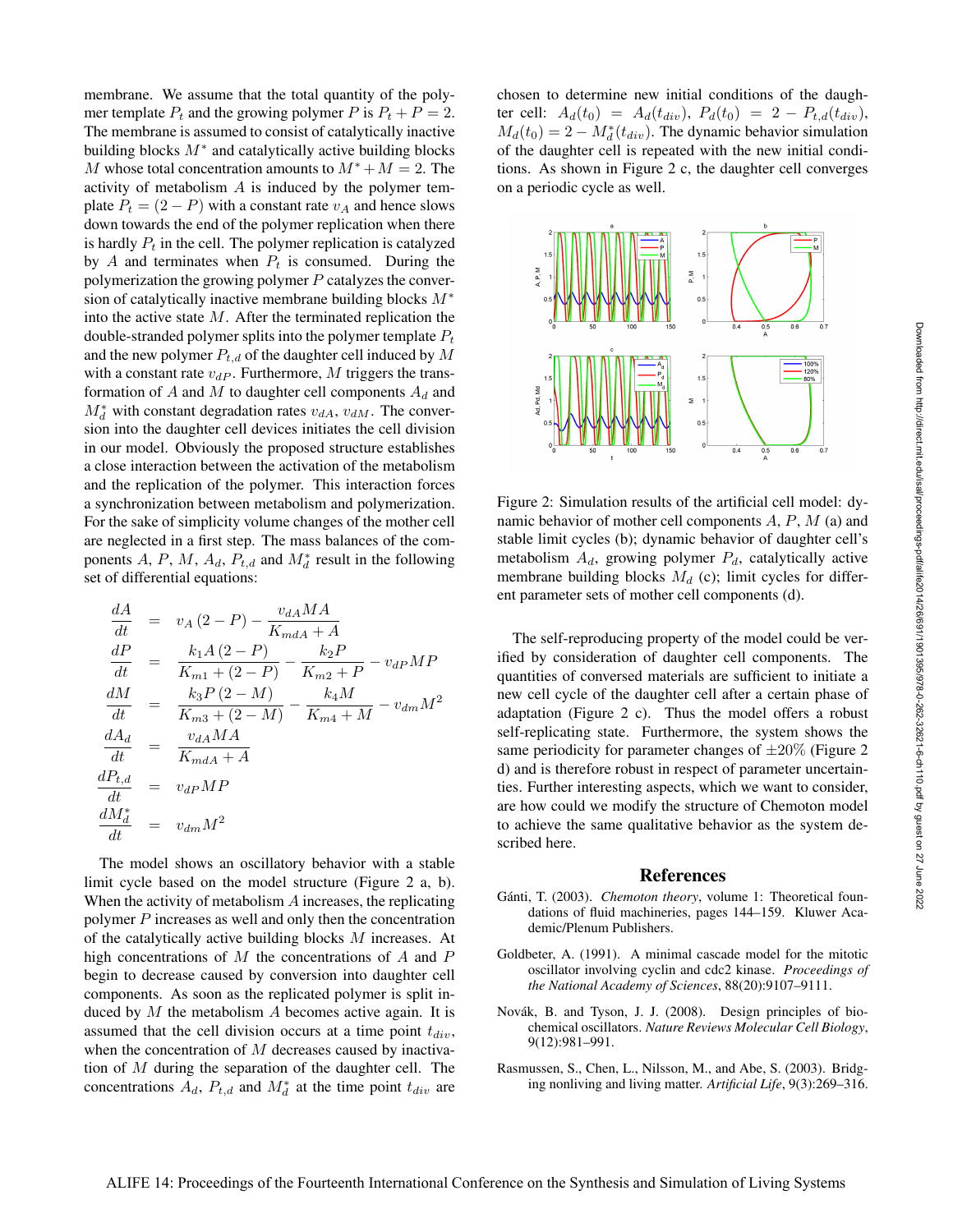membrane. We assume that the total quantity of the polymer template $P_t$ and the growing polymer $P$ is $P_t + P = 2$. The membrane is assumed to consist of catalytically inactive building blocks $M^*$ and catalytically active building blocks $M$ whose total concentration amounts to $M^* + M = 2$. The activity of metabolism $A$ is induced by the polymer template $P_t = (2 - P)$ with a constant rate $v_A$ and hence slows down towards the end of the polymer replication when there is hardly $P_t$ in the cell. The polymer replication is catalyzed by $A$ and terminates when $P_t$ is consumed. During the polymerization the growing polymer $P$ catalyzes the conversion of catalytically inactive membrane building blocks $M^*$ into the active state $M$. After the terminated replication the double-stranded polymer splits into the polymer template $P_t$ and the new polymer $P_{t,d}$ of the daughter cell induced by $M$ with a constant rate $v_{dP}$. Furthermore, $M$ triggers the transformation of $A$ and $M$ to daughter cell components $A_d$ and $M_d^*$ with constant degradation rates $v_{dA}$, $v_{dM}$. The conversion into the daughter cell devices initiates the cell division in our model. Obviously the proposed structure establishes a close interaction between the activation of the metabolism and the replication of the polymer. This interaction forces a synchronization between metabolism and polymerization. For the sake of simplicity volume changes of the mother cell are neglected in a first step. The mass balances of the components $A$, $P$, $M$, $A_d$, $P_{t,d}$ and $M_d^*$ result in the following set of differential equations:

$$
\begin{aligned}
\frac{dA}{dt} &= v_A\,(2-P) - \frac{v_{dA} M A}{K_{mdA} + A} \\
\frac{dP}{dt} &= \frac{k_1 A\,(2-P)}{K_{m1} + (2-P)} - \frac{k_2 P}{K_{m2} + P} - v_{dP} M P \\
\frac{dM}{dt} &= \frac{k_3 P\,(2-M)}{K_{m3} + (2-M)} - \frac{k_4 M}{K_{m4} + M} - v_{dm} M^2 \\
\frac{dA_d}{dt} &= \frac{v_{dA} M A}{K_{mdA} + A} \\
\frac{dP_{t,d}}{dt} &= v_{dP} M P \\
\frac{dM_d^*}{dt} &= v_{dm} M^2
\end{aligned}
$$

The model shows an oscillatory behavior with a stable limit cycle based on the model structure (Figure 2 a, b). When the activity of metabolism $A$ increases, the replicating polymer $P$ increases as well and only then the concentration of the catalytically active building blocks $M$ increases. At high concentrations of $M$ the concentrations of $A$ and $P$ begin to decrease caused by conversion into daughter cell components. As soon as the replicated polymer is split induced by $M$ the metabolism $A$ becomes active again. It is assumed that the cell division occurs at a time point $t_{div}$, when the concentration of $M$ decreases caused by inactivation of $M$ during the separation of the daughter cell. The concentrations $A_d$, $P_{t,d}$ and $M_d^*$ at the time point $t_{div}$ are chosen to determine new initial conditions of the daughter cell: $A_d(t_0) = A_d(t_{div})$, $P_d(t_0) = 2 - P_{t,d}(t_{div})$, $M_d(t_0) = 2 - M_d^*(t_{div})$. The dynamic behavior simulation of the daughter cell is repeated with the new initial conditions. As shown in Figure 2 c, the daughter cell converges on a periodic cycle as well.

a
A, P, M
A
P
M
0
50
100
150
0
0.5
1
1.5
2

b
P, M
P
M
0.4
0.5
0.6
0.7
A

c
Ad, Pd, Md
$A_d$
$P_d$
$M_d$
t

d
M
100%
120%
80%
A

Figure 2: Simulation results of the artificial cell model: dynamic behavior of mother cell components $A$, $P$, $M$ (a) and stable limit cycles (b); dynamic behavior of daughter cell's metabolism $A_d$, growing polymer $P_d$, catalytically active membrane building blocks $M_d$ (c); limit cycles for different parameter sets of mother cell components (d).

The self-reproducing property of the model could be verified by consideration of daughter cell components. The quantities of conversed materials are sufficient to initiate a new cell cycle of the daughter cell after a certain phase of adaptation (Figure 2 c). Thus the model offers a robust self-replicating state. Furthermore, the system shows the same periodicity for parameter changes of $\pm 20\%$ (Figure 2 d) and is therefore robust in respect of parameter uncertainties. Further interesting aspects, which we want to consider, are how could we modify the structure of Chemoton model to achieve the same qualitative behavior as the system described here.

## References

Gánti, T. (2003). *Chemoton theory*, volume 1: Theoretical foundations of fluid machineries, pages 144–159. Kluwer Academic/Plenum Publishers.

Goldbeter, A. (1991). A minimal cascade model for the mitotic oscillator involving cyclin and cdc2 kinase. *Proceedings of the National Academy of Sciences*, 88(20):9107–9111.

Novák, B. and Tyson, J. J. (2008). Design principles of biochemical oscillators. *Nature Reviews Molecular Cell Biology*, 9(12):981–991.

Rasmussen, S., Chen, L., Nilsson, M., and Abe, S. (2003). Bridging nonliving and living matter. *Artificial Life*, 9(3):269–316.